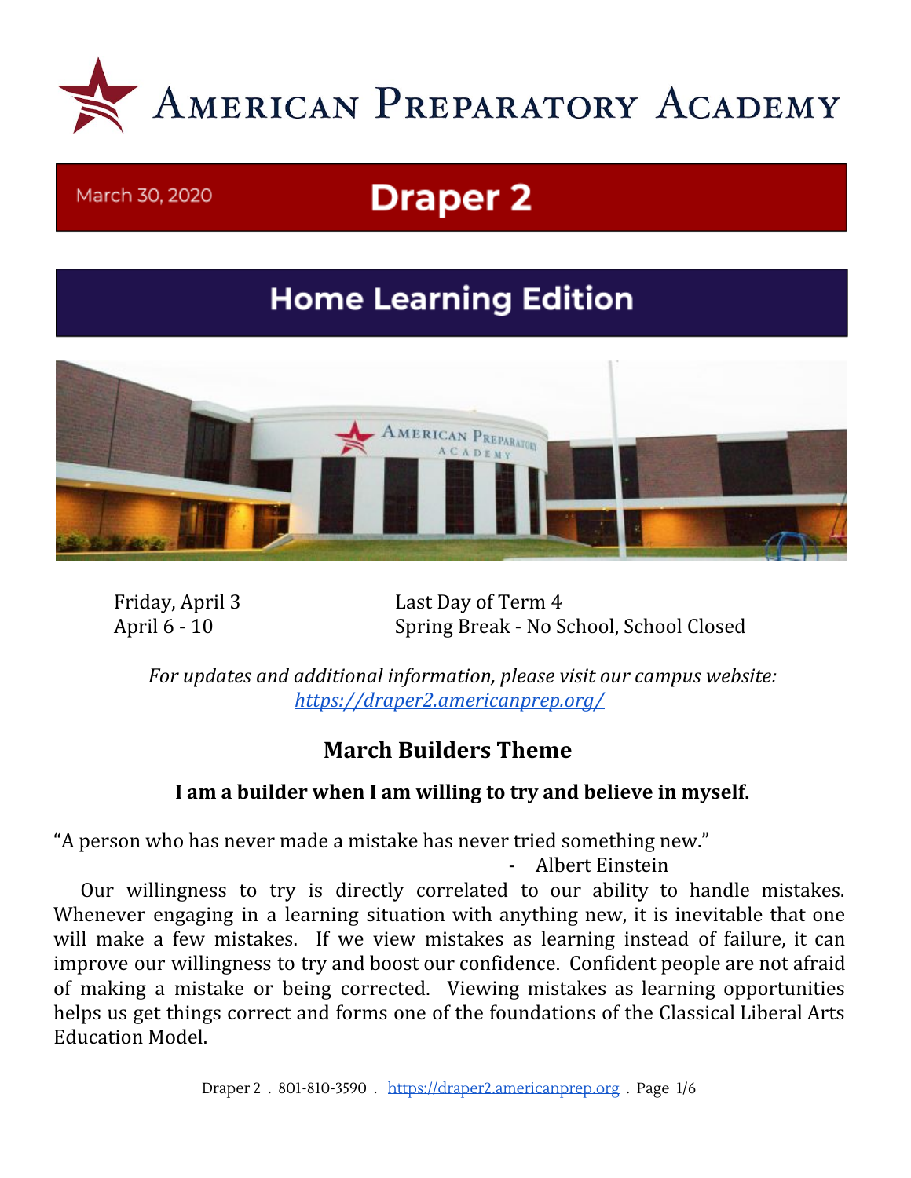# American Preparatory Academy

March 30, 2020

# Draper 2

## Home Learning Edition

| | |
|---|---|
| Friday, April 3 | Last Day of Term 4 |
| April 6 - 10 | Spring Break - No School, School Closed |

*For updates and additional information, please visit our campus website:* *[https://draper2.americanprep.org/](https://draper2.americanprep.org/)*

## March Builders Theme

### I am a builder when I am willing to try and believe in myself.

"A person who has never made a mistake has never tried something new."

- Albert Einstein

Our willingness to try is directly correlated to our ability to handle mistakes. Whenever engaging in a learning situation with anything new, it is inevitable that one will make a few mistakes. If we view mistakes as learning instead of failure, it can improve our willingness to try and boost our confidence. Confident people are not afraid of making a mistake or being corrected. Viewing mistakes as learning opportunities helps us get things correct and forms one of the foundations of the Classical Liberal Arts Education Model.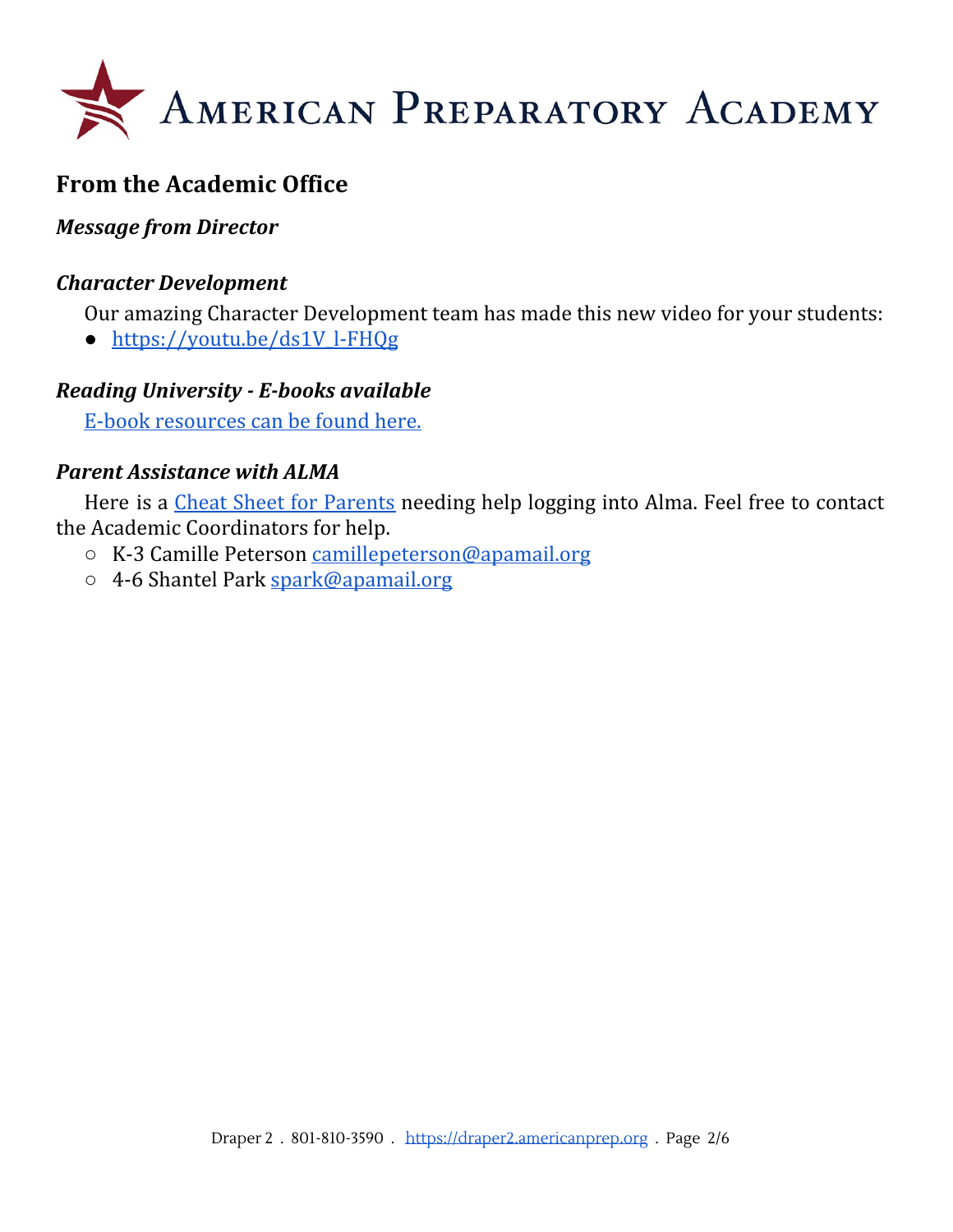## From the Academic Office

### *Message from Director*

### *Character Development*

Our amazing Character Development team has made this new video for your students:

- https://youtu.be/ds1V_l-FHQg

### *Reading University - E-books available*

E-book resources can be found here.

### *Parent Assistance with ALMA*

Here is a Cheat Sheet for Parents needing help logging into Alma. Feel free to contact the Academic Coordinators for help.

- K-3 Camille Peterson camillepeterson@apamail.org
- 4-6 Shantel Park spark@apamail.org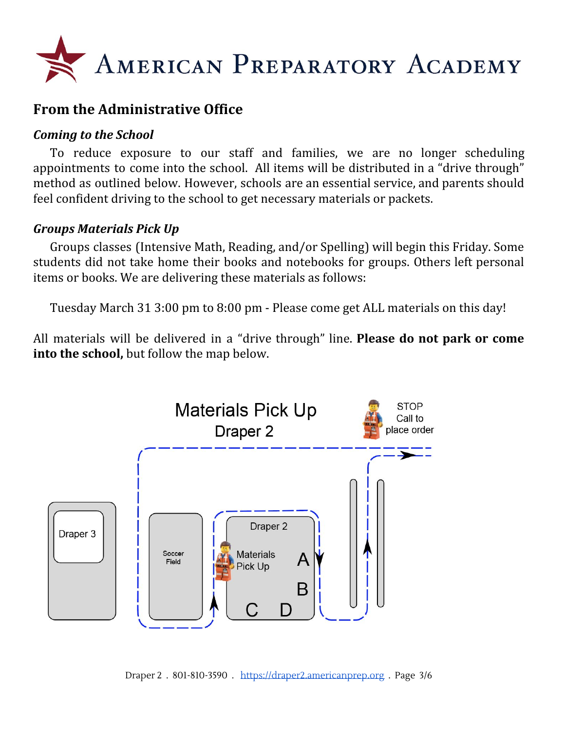# American Preparatory Academy

## From the Administrative Office

### *Coming to the School*

To reduce exposure to our staff and families, we are no longer scheduling appointments to come into the school. All items will be distributed in a "drive through" method as outlined below. However, schools are an essential service, and parents should feel confident driving to the school to get necessary materials or packets.

### *Groups Materials Pick Up*

Groups classes (Intensive Math, Reading, and/or Spelling) will begin this Friday. Some students did not take home their books and notebooks for groups. Others left personal items or books. We are delivering these materials as follows:

Tuesday March 31 3:00 pm to 8:00 pm - Please come get ALL materials on this day!

All materials will be delivered in a "drive through" line. **Please do not park or come into the school,** but follow the map below.

Materials Pick Up
Draper 2

STOP
Call to
place order

Draper 3

Soccer Field

Draper 2

Materials Pick Up

A
B
C D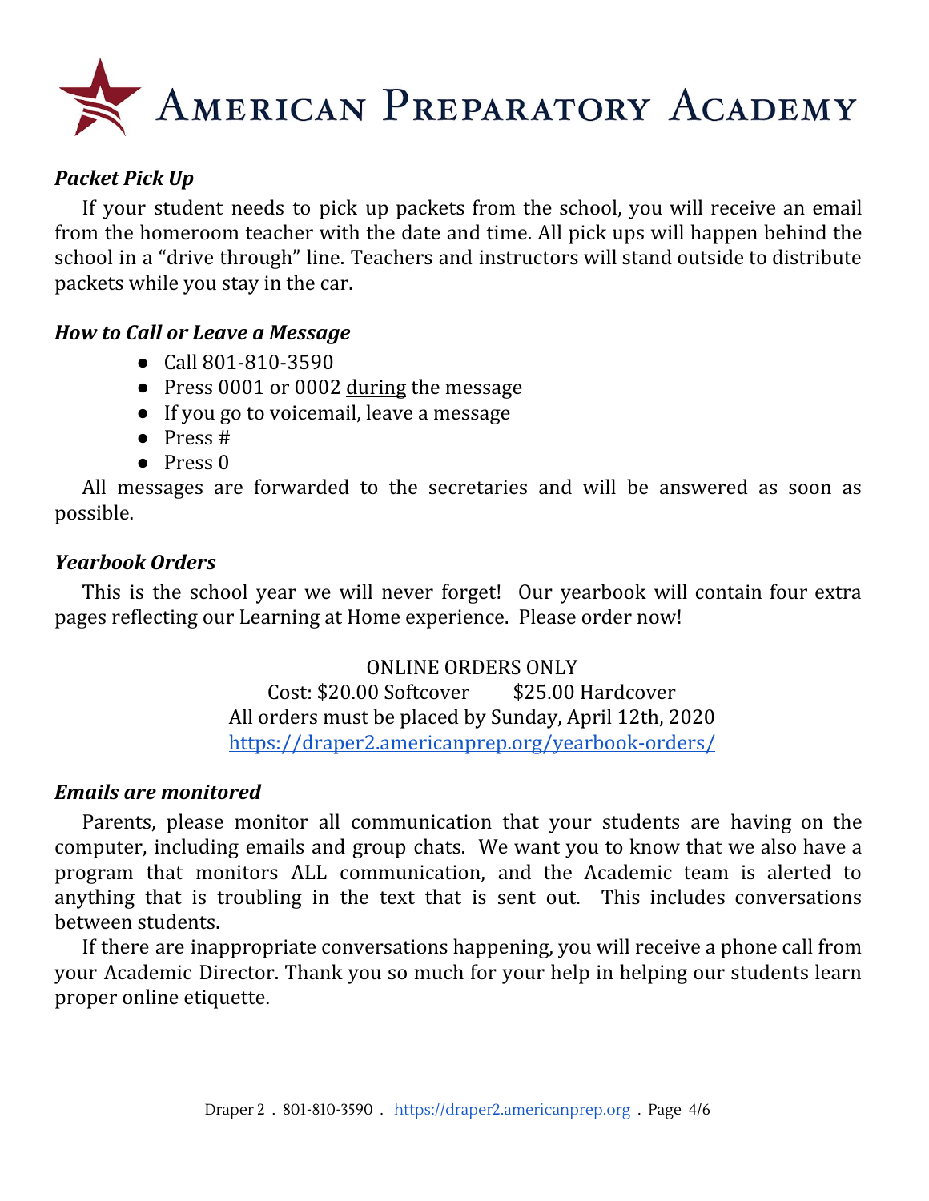# AMERICAN PREPARATORY ACADEMY

***Packet Pick Up***

If your student needs to pick up packets from the school, you will receive an email from the homeroom teacher with the date and time. All pick ups will happen behind the school in a "drive through" line. Teachers and instructors will stand outside to distribute packets while you stay in the car.

***How to Call or Leave a Message***

- Call 801-810-3590
- Press 0001 or 0002 <u>during</u> the message
- If you go to voicemail, leave a message
- Press #
- Press 0

All messages are forwarded to the secretaries and will be answered as soon as possible.

***Yearbook Orders***

This is the school year we will never forget! Our yearbook will contain four extra pages reflecting our Learning at Home experience. Please order now!

ONLINE ORDERS ONLY
Cost: $20.00 Softcover $25.00 Hardcover
All orders must be placed by Sunday, April 12th, 2020
[https://draper2.americanprep.org/yearbook-orders/](https://draper2.americanprep.org/yearbook-orders/)

***Emails are monitored***

Parents, please monitor all communication that your students are having on the computer, including emails and group chats. We want you to know that we also have a program that monitors ALL communication, and the Academic team is alerted to anything that is troubling in the text that is sent out. This includes conversations between students.

If there are inappropriate conversations happening, you will receive a phone call from your Academic Director. Thank you so much for your help in helping our students learn proper online etiquette.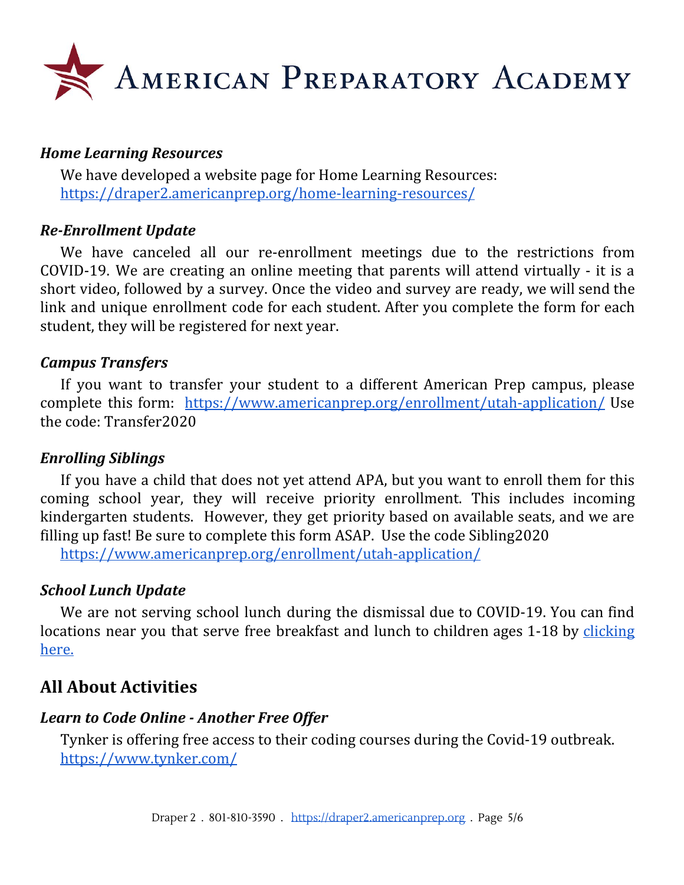### *Home Learning Resources*

We have developed a website page for Home Learning Resources: https://draper2.americanprep.org/home-learning-resources/

### *Re-Enrollment Update*

We have canceled all our re-enrollment meetings due to the restrictions from COVID-19. We are creating an online meeting that parents will attend virtually - it is a short video, followed by a survey. Once the video and survey are ready, we will send the link and unique enrollment code for each student. After you complete the form for each student, they will be registered for next year.

### *Campus Transfers*

If you want to transfer your student to a different American Prep campus, please complete this form: https://www.americanprep.org/enrollment/utah-application/ Use the code: Transfer2020

### *Enrolling Siblings*

If you have a child that does not yet attend APA, but you want to enroll them for this coming school year, they will receive priority enrollment. This includes incoming kindergarten students. However, they get priority based on available seats, and we are filling up fast! Be sure to complete this form ASAP. Use the code Sibling2020
https://www.americanprep.org/enrollment/utah-application/

### *School Lunch Update*

We are not serving school lunch during the dismissal due to COVID-19. You can find locations near you that serve free breakfast and lunch to children ages 1-18 by clicking here.

## All About Activities

### *Learn to Code Online - Another Free Offer*

Tynker is offering free access to their coding courses during the Covid-19 outbreak. https://www.tynker.com/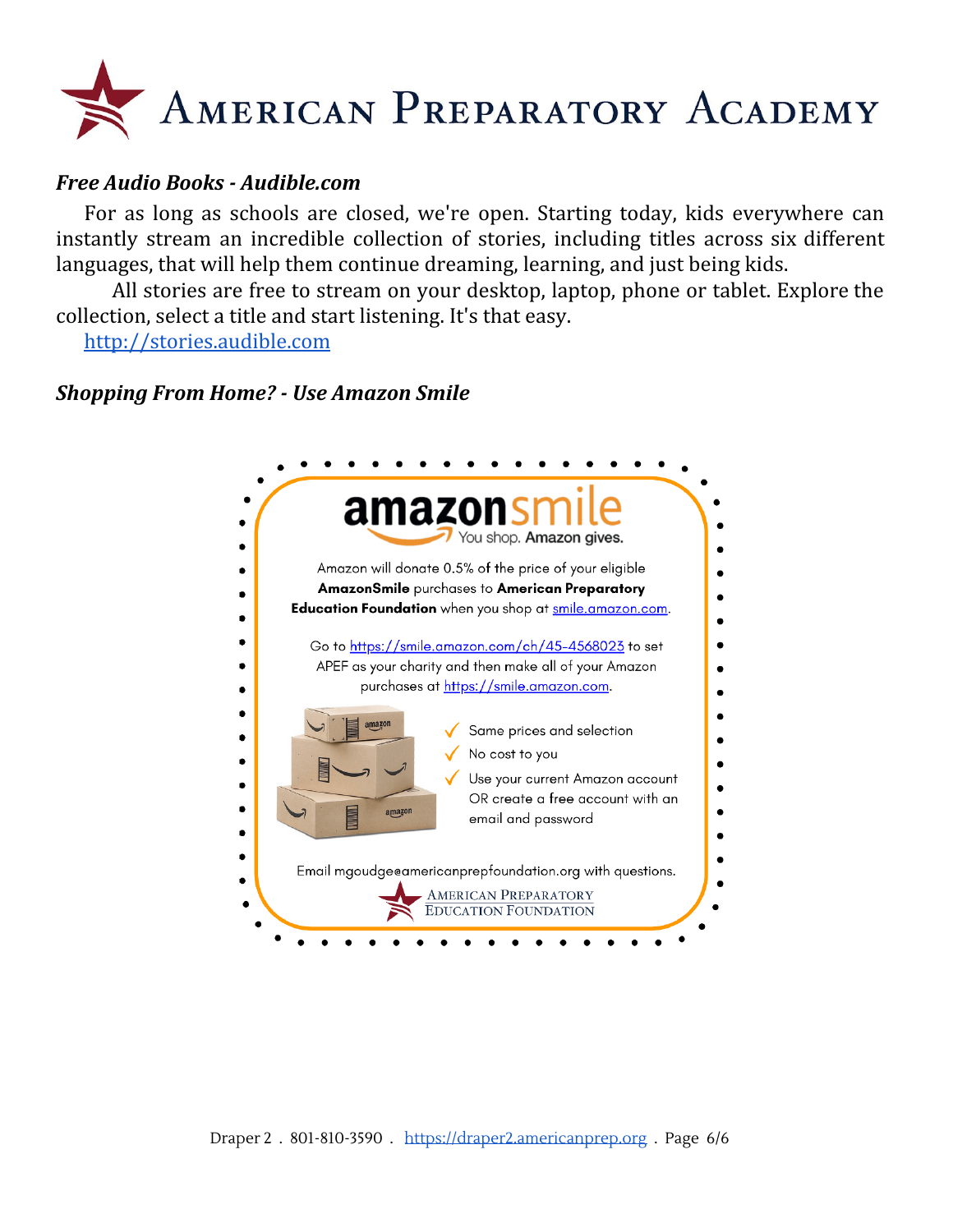# American Preparatory Academy

***Free Audio Books - Audible.com***

For as long as schools are closed, we're open. Starting today, kids everywhere can instantly stream an incredible collection of stories, including titles across six different languages, that will help them continue dreaming, learning, and just being kids.

All stories are free to stream on your desktop, laptop, phone or tablet. Explore the collection, select a title and start listening. It's that easy.

http://stories.audible.com

***Shopping From Home? - Use Amazon Smile***

amazonsmile

You shop. **Amazon gives.**

Amazon will donate 0.5% of the price of your eligible **AmazonSmile** purchases to **American Preparatory Education Foundation** when you shop at smile.amazon.com.

Go to https://smile.amazon.com/ch/45-4568023 to set APEF as your charity and then make all of your Amazon purchases at https://smile.amazon.com.

- Same prices and selection
- No cost to you
- Use your current Amazon account OR create a free account with an email and password

Email mgoudge@americanprepfoundation.org with questions.

American Preparatory Education Foundation

Draper 2 . 801-810-3590 . https://draper2.americanprep.org